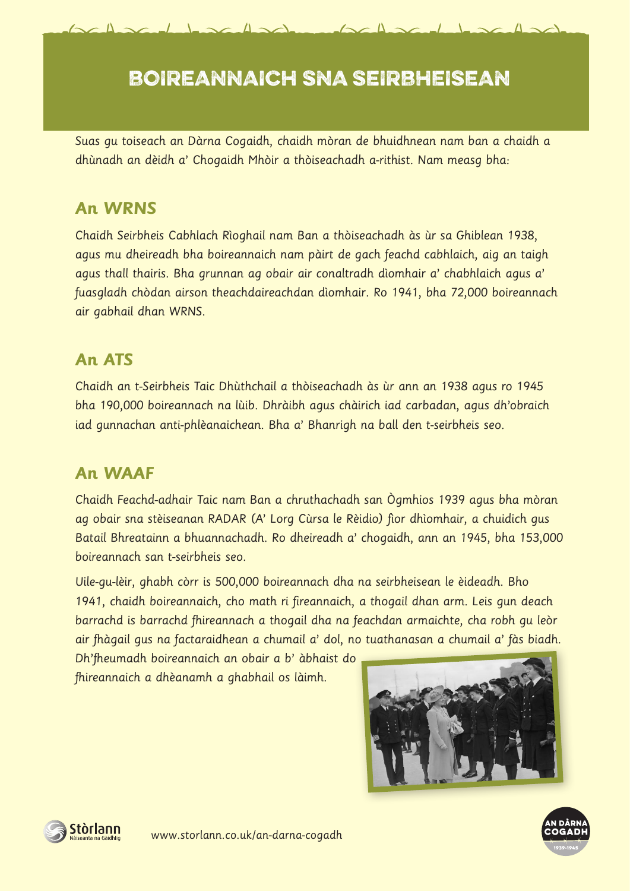# BOIREANNAICH SNA SEIRBHEISEAN

Suas gu toiseach an Dàrna Cogaidh, chaidh mòran de bhuidhnean nam ban a chaidh a dhùnadh an dèidh a' Chogaidh Mhòir a thòiseachadh a-rithist. Nam measg bha:

## An WRNS

Chaidh Seirbheis Cabhlach Rìoghail nam Ban a thòiseachadh às ùr sa Ghiblean 1938, agus mu dheireadh bha boireannaich nam pàirt de gach feachd cabhlaich, aig an taigh agus thall thairis. Bha grunnan ag obair air conaltradh dìomhair a' chabhlaich agus a' fuasgladh chòdan airson theachdaireachdan dìomhair. Ro 1941, bha 72,000 boireannach air gabhail dhan WRNS.

## An ATS

Chaidh an t-Seirbheis Taic Dhùthchail a thòiseachadh às ùr ann an 1938 agus ro 1945 bha 190,000 boireannach na lùib. Dhràibh agus chàirich iad carbadan, agus dh'obraich iad gunnachan anti-phlèanaichean. Bha a' Bhanrigh na ball den t-seirbheis seo.

## An WAAF

Chaidh Feachd-adhair Taic nam Ban a chruthachadh san Ògmhios 1939 agus bha mòran ag obair sna stèiseanan RADAR (A' Lorg Cùrsa le Rèidio) fìor dhìomhair, a chuidich gus Batail Bhreatainn a bhuannachadh. Ro dheireadh a' chogaidh, ann an 1945, bha 153,000 boireannach san t-seirbheis seo.

Uile-gu-lèir, ghabh còrr is 500,000 boireannach dha na seirbheisean le èideadh. Bho 1941, chaidh boireannaich, cho math ri fireannaich, a thogail dhan arm. Leis gun deach barrachd is barrachd fhireannach a thogail dha na feachdan armaichte, cha robh gu leòr air fhàgail gus na factaraidhean a chumail a' dol, no tuathanasan a chumail a' fàs biadh. Dh'fheumadh boireannaich an obair a b' àbhaist do fhireannaich a dhèanamh a ghabhail os làimh.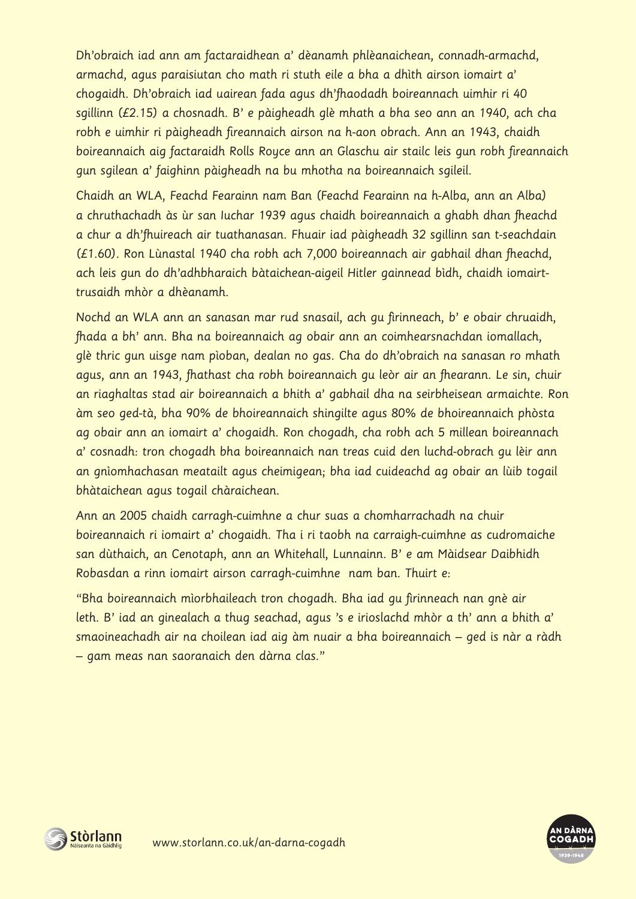Dh'obraich iad ann am factaraidhean a' dèanamh phlèanaichean, connadh-armachd, armachd, agus paraisiutan cho math ri stuth eile a bha a dhìth airson iomairt a' chogaidh. Dh'obraich iad uairean fada agus dh'fhaodadh boireannach uimhir ri 40 sgillinn (£2.15) a chosnadh. B' e pàigheadh glè mhath a bha seo ann an 1940, ach cha robh e uimhir ri pàigheadh fireannaich airson na h-aon obrach. Ann an 1943, chaidh boireannaich aig factaraidh Rolls Royce ann an Glaschu air stailc leis gun robh fireannaich gun sgilean a' faighinn pàigheadh na bu mhotha na boireannaich sgileil.

Chaidh an WLA, Feachd Fearainn nam Ban (Feachd Fearainn na h-Alba, ann an Alba) a chruthachadh às ùr san Iuchar 1939 agus chaidh boireannaich a ghabh dhan fheachd a chur a dh'fhuireach air tuathanasan. Fhuair iad pàigheadh 32 sgillinn san t-seachdain (£1.60). Ron Lùnastal 1940 cha robh ach 7,000 boireannach air gabhail dhan fheachd, ach leis gun do dh'adhbharaich bàtaichean-aigeil Hitler gainnead bìdh, chaidh iomairt-trusaidh mhòr a dhèanamh.

Nochd an WLA ann an sanasan mar rud snasail, ach gu fìrinneach, b' e obair chruaidh, fhada a bh' ann. Bha na boireannaich ag obair ann an coimhearsnachdan iomallach, glè thric gun uisge nam pìoban, dealan no gas. Cha do dh'obraich na sanasan ro mhath agus, ann an 1943, fhathast cha robh boireannaich gu leòr air an fhearann. Le sin, chuir an riaghaltas stad air boireannaich a bhith a' gabhail dha na seirbheisean armaichte. Ron àm seo ged-tà, bha 90% de bhoireannaich shingilte agus 80% de bhoireannaich phòsta ag obair ann an iomairt a' chogaidh. Ron chogadh, cha robh ach 5 millean boireannach a' cosnadh: tron chogadh bha boireannaich nan treas cuid den luchd-obrach gu lèir ann an gnìomhachasan meatailt agus cheimigean; bha iad cuideachd ag obair an lùib togail bhàtaichean agus togail chàraichean.

Ann an 2005 chaidh carragh-cuimhne a chur suas a chomharrachadh na chuir boireannaich ri iomairt a' chogaidh. Tha i ri taobh na carraigh-cuimhne as cudromaiche san dùthaich, an Cenotaph, ann an Whitehall, Lunnainn. B' e am Màidsear Daibhidh Robasdan a rinn iomairt airson carragh-cuimhne nam ban. Thuirt e:

"Bha boireannaich mìorbhaileach tron chogadh. Bha iad gu fìrinneach nan gnè air leth. B' iad an ginealach a thug seachad, agus 's e irioslachd mhòr a th' ann a bhith a' smaoineachadh air na choilean iad aig àm nuair a bha boireannaich – ged is nàr a ràdh – gam meas nan saoranaich den dàrna clas."